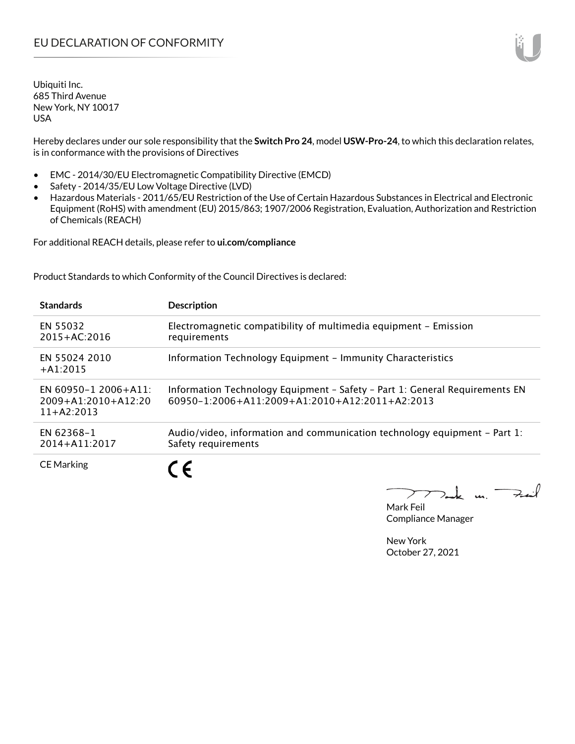# EU DECLARATION OF CONFORMITY

Ubiquiti Inc.
685 Third Avenue
New York, NY 10017
USA

Hereby declares under our sole responsibility that the **Switch Pro 24**, model **USW-Pro-24**, to which this declaration relates, is in conformance with the provisions of Directives

- EMC - 2014/30/EU Electromagnetic Compatibility Directive (EMCD)
- Safety - 2014/35/EU Low Voltage Directive (LVD)
- Hazardous Materials - 2011/65/EU Restriction of the Use of Certain Hazardous Substances in Electrical and Electronic Equipment (RoHS) with amendment (EU) 2015/863; 1907/2006 Registration, Evaluation, Authorization and Restriction of Chemicals (REACH)

For additional REACH details, please refer to **ui.com/compliance**

Product Standards to which Conformity of the Council Directives is declared:

| Standards | Description |
|---|---|
| EN 55032 2015+AC:2016 | Electromagnetic compatibility of multimedia equipment – Emission requirements |
| EN 55024 2010 +A1:2015 | Information Technology Equipment – Immunity Characteristics |
| EN 60950-1 2006+A11: 2009+A1:2010+A12:2011+A2:2013 | Information Technology Equipment – Safety – Part 1: General Requirements EN 60950-1:2006+A11:2009+A1:2010+A12:2011+A2:2013 |
| EN 62368-1 2014+A11:2017 | Audio/video, information and communication technology equipment – Part 1: Safety requirements |
| CE Marking | CE |

Mark Feil
Compliance Manager

New York
October 27, 2021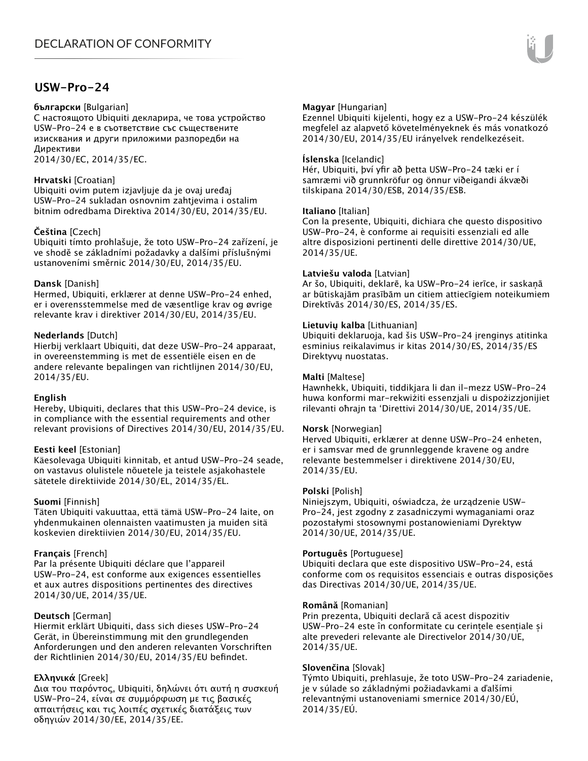# USW-Pro-24

**български** [Bulgarian]
С настоящото Ubiquiti декларира, че това устройство USW-Pro-24 е в съответствие със съществените изисквания и други приложими разпоредби на Директиви
2014/30/ЕС, 2014/35/ЕС.

**Hrvatski** [Croatian]
Ubiquiti ovim putem izjavljuje da je ovaj uređaj USW-Pro-24 sukladan osnovnim zahtjevima i ostalim bitnim odredbama Direktiva 2014/30/EU, 2014/35/EU.

**Čeština** [Czech]
Ubiquiti tímto prohlašuje, že toto USW-Pro-24 zařízení, je ve shodě se základními požadavky a dalšími příslušnými ustanoveními směrnic 2014/30/EU, 2014/35/EU.

**Dansk** [Danish]
Hermed, Ubiquiti, erklærer at denne USW-Pro-24 enhed, er i overensstemmelse med de væsentlige krav og øvrige relevante krav i direktiver 2014/30/EU, 2014/35/EU.

**Nederlands** [Dutch]
Hierbij verklaart Ubiquiti, dat deze USW-Pro-24 apparaat, in overeenstemming is met de essentiële eisen en de andere relevante bepalingen van richtlijnen 2014/30/EU, 2014/35/EU.

**English**
Hereby, Ubiquiti, declares that this USW-Pro-24 device, is in compliance with the essential requirements and other relevant provisions of Directives 2014/30/EU, 2014/35/EU.

**Eesti keel** [Estonian]
Käesolevaga Ubiquiti kinnitab, et antud USW-Pro-24 seade, on vastavus olulistele nõuetele ja teistele asjakohastele sätetele direktiivide 2014/30/EL, 2014/35/EL.

**Suomi** [Finnish]
Täten Ubiquiti vakuuttaa, että tämä USW-Pro-24 laite, on yhdenmukainen olennaisten vaatimusten ja muiden sitä koskevien direktiivien 2014/30/EU, 2014/35/EU.

**Français** [French]
Par la présente Ubiquiti déclare que l'appareil USW-Pro-24, est conforme aux exigences essentielles et aux autres dispositions pertinentes des directives 2014/30/UE, 2014/35/UE.

**Deutsch** [German]
Hiermit erklärt Ubiquiti, dass sich dieses USW-Pro-24 Gerät, in Übereinstimmung mit den grundlegenden Anforderungen und den anderen relevanten Vorschriften der Richtlinien 2014/30/EU, 2014/35/EU befindet.

**Ελληνικά** [Greek]
Δια του παρόντος, Ubiquiti, δηλώνει ότι αυτή η συσκευή USW-Pro-24, είναι σε συμμόρφωση με τις βασικές απαιτήσεις και τις λοιπές σχετικές διατάξεις των οδηγιών 2014/30/EE, 2014/35/EE.

**Magyar** [Hungarian]
Ezennel Ubiquiti kijelenti, hogy ez a USW-Pro-24 készülék megfelel az alapvető követelményeknek és más vonatkozó 2014/30/EU, 2014/35/EU irányelvek rendelkezéseit.

**Íslenska** [Icelandic]
Hér, Ubiquiti, því yfir að þetta USW-Pro-24 tæki er í samræmi við grunnkröfur og önnur viðeigandi ákvæði tilskipana 2014/30/ESB, 2014/35/ESB.

**Italiano** [Italian]
Con la presente, Ubiquiti, dichiara che questo dispositivo USW-Pro-24, è conforme ai requisiti essenziali ed alle altre disposizioni pertinenti delle direttive 2014/30/UE, 2014/35/UE.

**Latviešu valoda** [Latvian]
Ar šo, Ubiquiti, deklarē, ka USW-Pro-24 ierīce, ir saskaņā ar būtiskajām prasībām un citiem attiecīgiem noteikumiem Direktīvās 2014/30/ES, 2014/35/ES.

**Lietuvių kalba** [Lithuanian]
Ubiquiti deklaruoja, kad šis USW-Pro-24 įrenginys atitinka esminius reikalavimus ir kitas 2014/30/ES, 2014/35/ES Direktyvų nuostatas.

**Malti** [Maltese]
Hawnhekk, Ubiquiti, tiddikjara li dan il-mezz USW-Pro-24 huwa konformi mar-rekwiżiti essenzjali u dispożizzjonijiet rilevanti oħrajn ta 'Direttivi 2014/30/UE, 2014/35/UE.

**Norsk** [Norwegian]
Herved Ubiquiti, erklærer at denne USW-Pro-24 enheten, er i samsvar med de grunnleggende kravene og andre relevante bestemmelser i direktivene 2014/30/EU, 2014/35/EU.

**Polski** [Polish]
Niniejszym, Ubiquiti, oświadcza, że urządzenie USW-Pro-24, jest zgodny z zasadniczymi wymaganiami oraz pozostałymi stosownymi postanowieniami Dyrektyw 2014/30/UE, 2014/35/UE.

**Português** [Portuguese]
Ubiquiti declara que este dispositivo USW-Pro-24, está conforme com os requisitos essenciais e outras disposições das Directivas 2014/30/UE, 2014/35/UE.

**Română** [Romanian]
Prin prezenta, Ubiquiti declară că acest dispozitiv USW-Pro-24 este în conformitate cu cerințele esențiale și alte prevederi relevante ale Directivelor 2014/30/UE, 2014/35/UE.

**Slovenčina** [Slovak]
Týmto Ubiquiti, prehlasuje, že toto USW-Pro-24 zariadenie, je v súlade so základnými požiadavkami a ďalšími relevantnými ustanoveniami smernice 2014/30/EÚ, 2014/35/EÚ.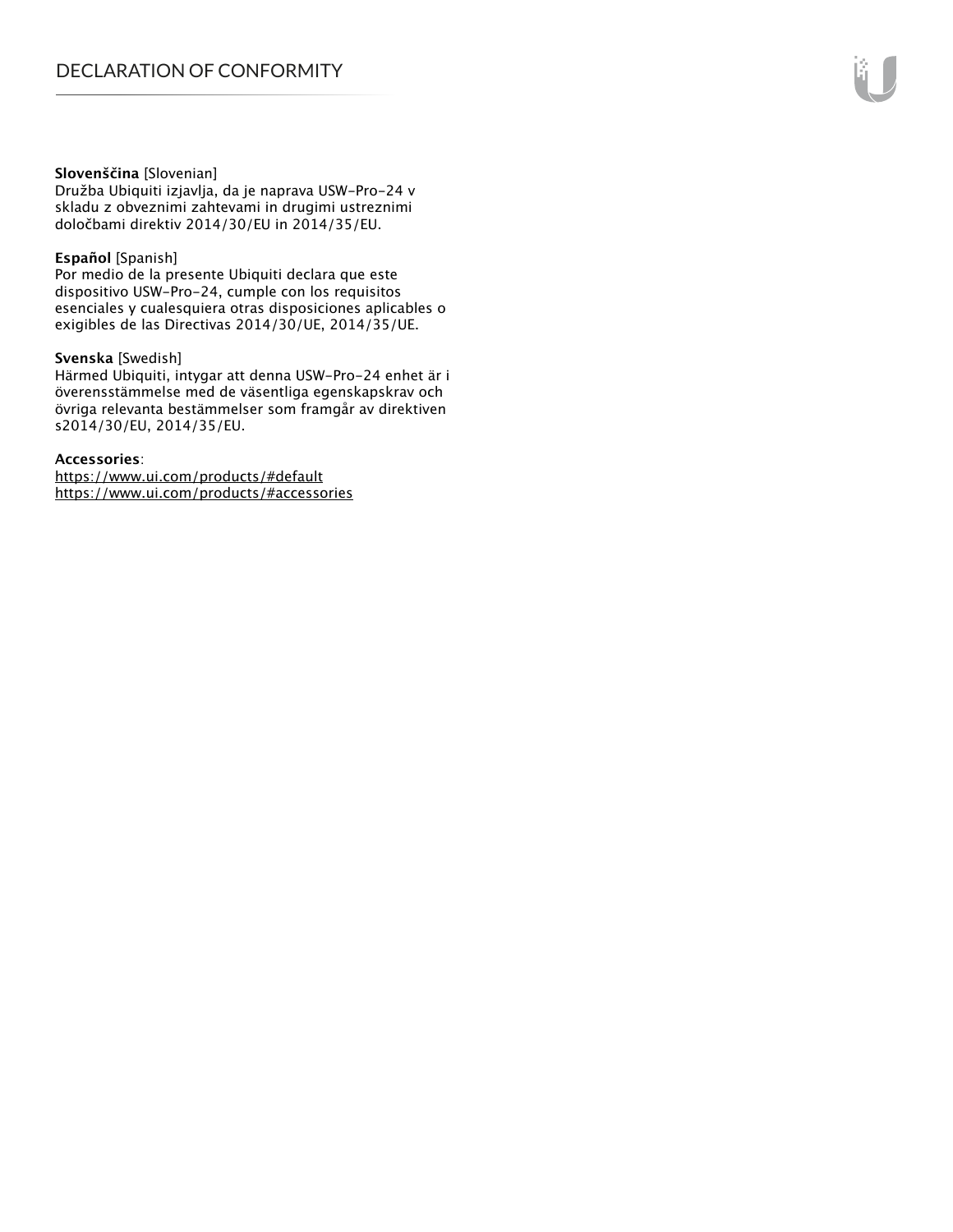**Slovenščina** [Slovenian]
Družba Ubiquiti izjavlja, da je naprava USW-Pro-24 v skladu z obveznimi zahtevami in drugimi ustreznimi določbami direktiv 2014/30/EU in 2014/35/EU.

**Español** [Spanish]
Por medio de la presente Ubiquiti declara que este dispositivo USW-Pro-24, cumple con los requisitos esenciales y cualesquiera otras disposiciones aplicables o exigibles de las Directivas 2014/30/UE, 2014/35/UE.

**Svenska** [Swedish]
Härmed Ubiquiti, intygar att denna USW-Pro-24 enhet är i överensstämmelse med de väsentliga egenskapskrav och övriga relevanta bestämmelser som framgår av direktiven s2014/30/EU, 2014/35/EU.

**Accessories**:
https://www.ui.com/products/#default
https://www.ui.com/products/#accessories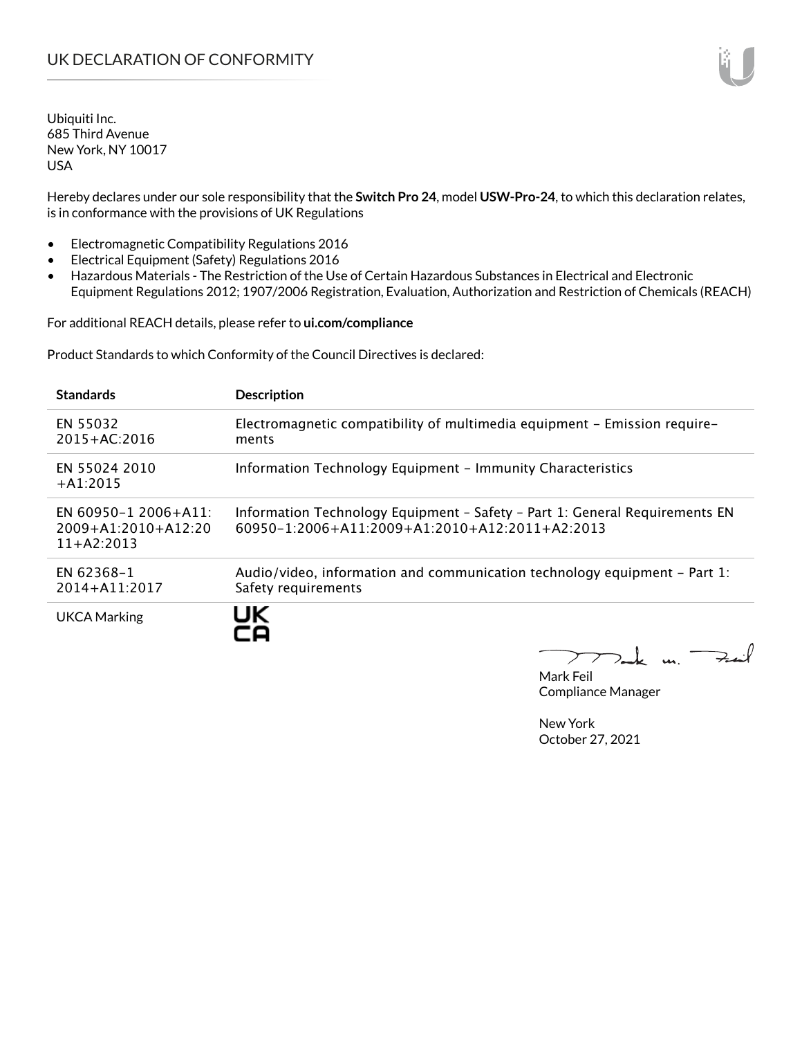# UK DECLARATION OF CONFORMITY

Ubiquiti Inc.
685 Third Avenue
New York, NY 10017
USA

Hereby declares under our sole responsibility that the **Switch Pro 24**, model **USW-Pro-24**, to which this declaration relates, is in conformance with the provisions of UK Regulations

- Electromagnetic Compatibility Regulations 2016
- Electrical Equipment (Safety) Regulations 2016
- Hazardous Materials - The Restriction of the Use of Certain Hazardous Substances in Electrical and Electronic Equipment Regulations 2012; 1907/2006 Registration, Evaluation, Authorization and Restriction of Chemicals (REACH)

For additional REACH details, please refer to **ui.com/compliance**

Product Standards to which Conformity of the Council Directives is declared:

| Standards | Description |
|---|---|
| EN 55032 2015+AC:2016 | Electromagnetic compatibility of multimedia equipment – Emission requirements |
| EN 55024 2010 +A1:2015 | Information Technology Equipment – Immunity Characteristics |
| EN 60950-1 2006+A11: 2009+A1:2010+A12:2011+A2:2013 | Information Technology Equipment – Safety – Part 1: General Requirements EN 60950-1:2006+A11:2009+A1:2010+A12:2011+A2:2013 |
| EN 62368-1 2014+A11:2017 | Audio/video, information and communication technology equipment – Part 1: Safety requirements |
| UKCA Marking | UK CA |

Mark Feil
Compliance Manager

New York
October 27, 2021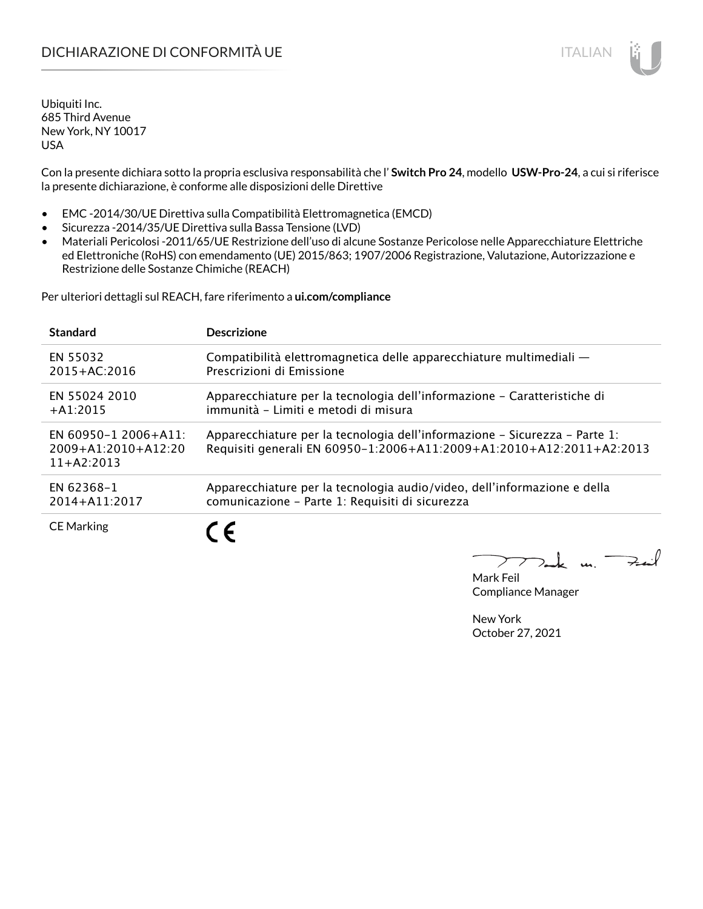# DICHIARAZIONE DI CONFORMITÀ UE

Ubiquiti Inc.
685 Third Avenue
New York, NY 10017
USA

Con la presente dichiara sotto la propria esclusiva responsabilità che l' **Switch Pro 24**, modello **USW-Pro-24**, a cui si riferisce la presente dichiarazione, è conforme alle disposizioni delle Direttive

- EMC -2014/30/UE Direttiva sulla Compatibilità Elettromagnetica (EMCD)
- Sicurezza -2014/35/UE Direttiva sulla Bassa Tensione (LVD)
- Materiali Pericolosi -2011/65/UE Restrizione dell'uso di alcune Sostanze Pericolose nelle Apparecchiature Elettriche ed Elettroniche (RoHS) con emendamento (UE) 2015/863; 1907/2006 Registrazione, Valutazione, Autorizzazione e Restrizione delle Sostanze Chimiche (REACH)

Per ulteriori dettagli sul REACH, fare riferimento a **ui.com/compliance**

| Standard | Descrizione |
|---|---|
| EN 55032 2015+AC:2016 | Compatibilità elettromagnetica delle apparecchiature multimediali — Prescrizioni di Emissione |
| EN 55024 2010 +A1:2015 | Apparecchiature per la tecnologia dell'informazione – Caratteristiche di immunità – Limiti e metodi di misura |
| EN 60950-1 2006+A11:2009+A1:2010+A12:2011+A2:2013 | Apparecchiature per la tecnologia dell'informazione – Sicurezza – Parte 1: Requisiti generali EN 60950-1:2006+A11:2009+A1:2010+A12:2011+A2:2013 |
| EN 62368-1 2014+A11:2017 | Apparecchiature per la tecnologia audio/video, dell'informazione e della comunicazione – Parte 1: Requisiti di sicurezza |
| CE Marking | CE |

Mark Feil
Compliance Manager

New York
October 27, 2021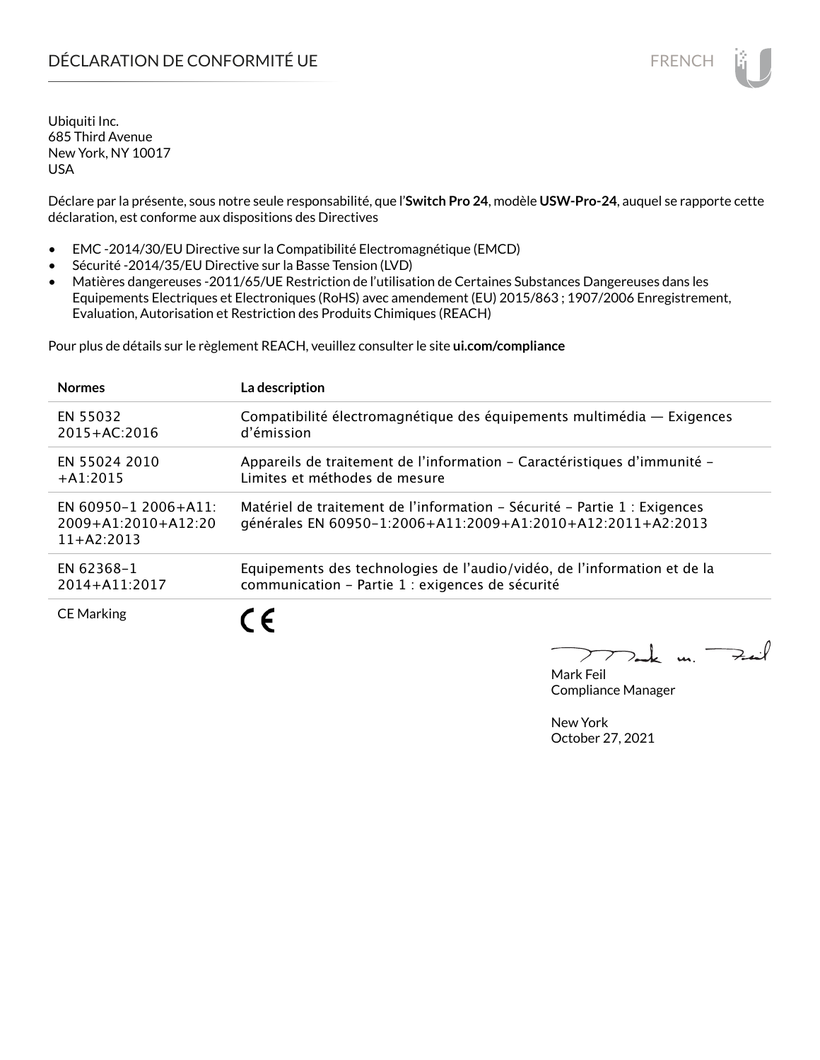# DÉCLARATION DE CONFORMITÉ UE

Ubiquiti Inc.
685 Third Avenue
New York, NY 10017
USA

Déclare par la présente, sous notre seule responsabilité, que l'**Switch Pro 24**, modèle **USW-Pro-24**, auquel se rapporte cette déclaration, est conforme aux dispositions des Directives

- EMC -2014/30/EU Directive sur la Compatibilité Electromagnétique (EMCD)
- Sécurité -2014/35/EU Directive sur la Basse Tension (LVD)
- Matières dangereuses -2011/65/UE Restriction de l'utilisation de Certaines Substances Dangereuses dans les Equipements Electriques et Electroniques (RoHS) avec amendement (EU) 2015/863 ; 1907/2006 Enregistrement, Evaluation, Autorisation et Restriction des Produits Chimiques (REACH)

Pour plus de détails sur le règlement REACH, veuillez consulter le site **ui.com/compliance**

| Normes | La description |
|---|---|
| EN 55032 2015+AC:2016 | Compatibilité électromagnétique des équipements multimédia — Exigences d'émission |
| EN 55024 2010 +A1:2015 | Appareils de traitement de l'information – Caractéristiques d'immunité – Limites et méthodes de mesure |
| EN 60950-1 2006+A11: 2009+A1:2010+A12:2011+A2:2013 | Matériel de traitement de l'information – Sécurité – Partie 1 : Exigences générales EN 60950-1:2006+A11:2009+A1:2010+A12:2011+A2:2013 |
| EN 62368-1 2014+A11:2017 | Equipements des technologies de l'audio/vidéo, de l'information et de la communication – Partie 1 : exigences de sécurité |
| CE Marking | CE |

Mark Feil
Compliance Manager

New York
October 27, 2021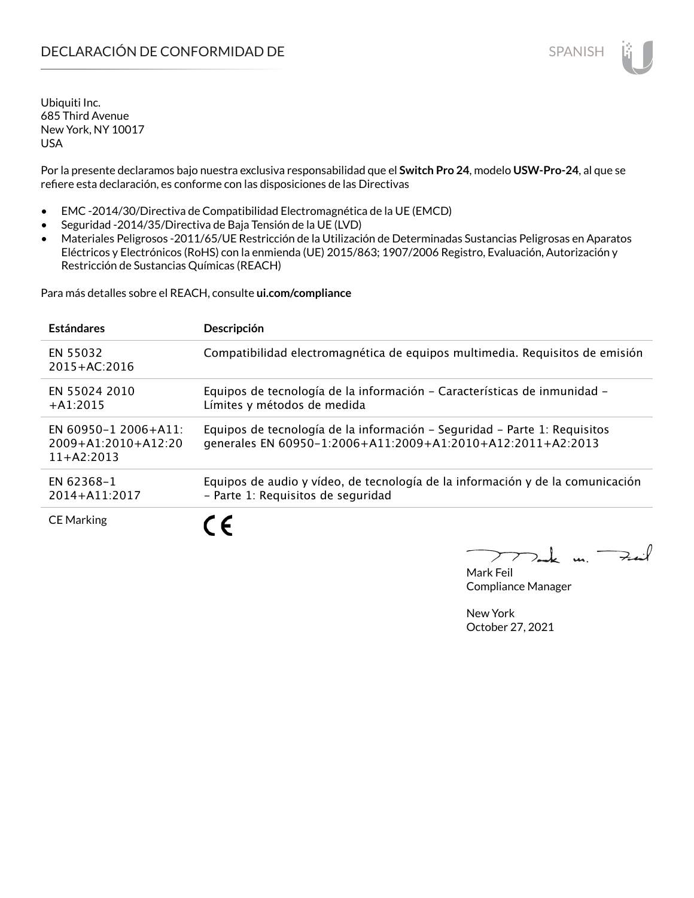# DECLARACIÓN DE CONFORMIDAD DE

Ubiquiti Inc.
685 Third Avenue
New York, NY 10017
USA

Por la presente declaramos bajo nuestra exclusiva responsabilidad que el **Switch Pro 24**, modelo **USW-Pro-24**, al que se refiere esta declaración, es conforme con las disposiciones de las Directivas

- EMC -2014/30/Directiva de Compatibilidad Electromagnética de la UE (EMCD)
- Seguridad -2014/35/Directiva de Baja Tensión de la UE (LVD)
- Materiales Peligrosos -2011/65/UE Restricción de la Utilización de Determinadas Sustancias Peligrosas en Aparatos Eléctricos y Electrónicos (RoHS) con la enmienda (UE) 2015/863; 1907/2006 Registro, Evaluación, Autorización y Restricción de Sustancias Químicas (REACH)

Para más detalles sobre el REACH, consulte **ui.com/compliance**

| Estándares | Descripción |
| --- | --- |
| EN 55032 2015+AC:2016 | Compatibilidad electromagnética de equipos multimedia. Requisitos de emisión |
| EN 55024 2010 +A1:2015 | Equipos de tecnología de la información – Características de inmunidad – Límites y métodos de medida |
| EN 60950-1 2006+A11: 2009+A1:2010+A12:2011+A2:2013 | Equipos de tecnología de la información – Seguridad – Parte 1: Requisitos generales EN 60950-1:2006+A11:2009+A1:2010+A12:2011+A2:2013 |
| EN 62368-1 2014+A11:2017 | Equipos de audio y vídeo, de tecnología de la información y de la comunicación – Parte 1: Requisitos de seguridad |
| CE Marking | CE |

Mark Feil
Compliance Manager

New York
October 27, 2021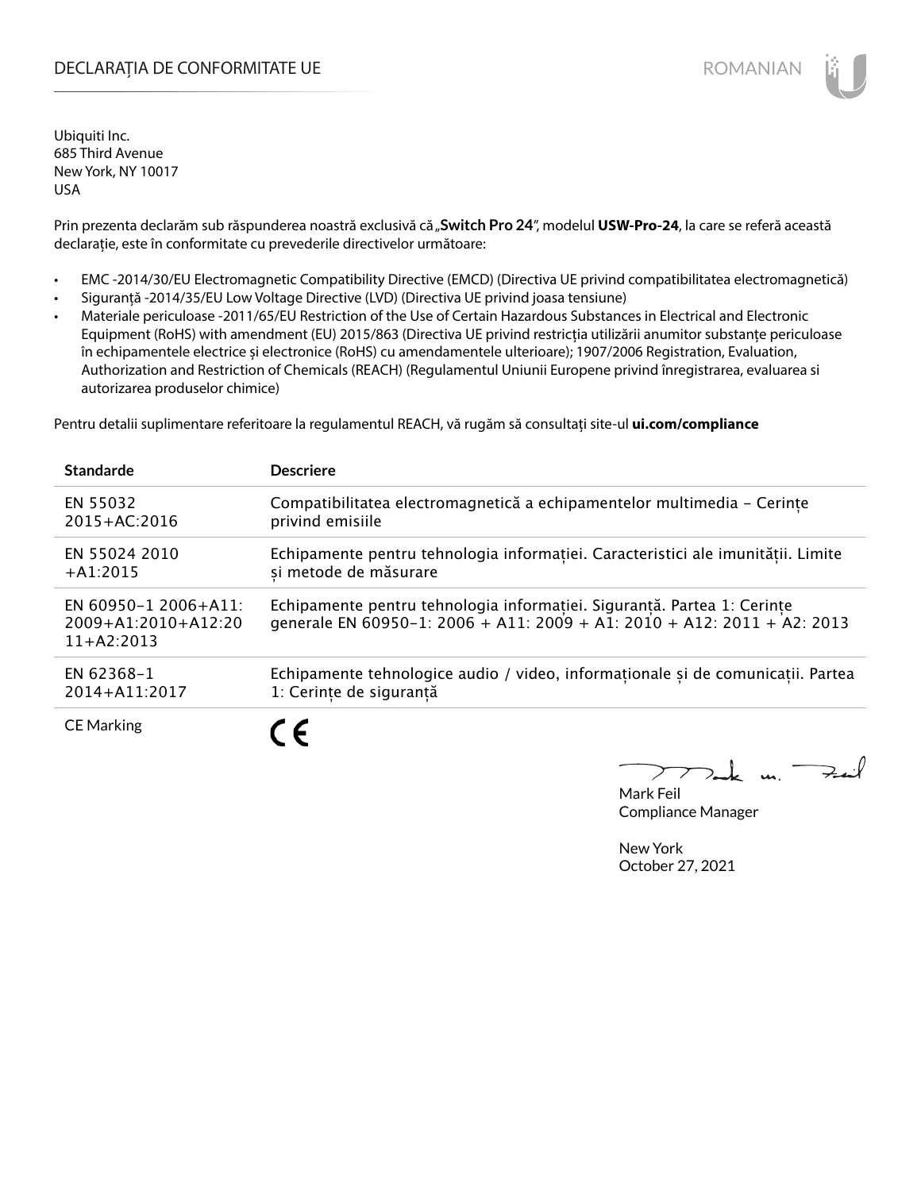# DECLARAȚIA DE CONFORMITATE UE

ROMANIAN

Ubiquiti Inc.
685 Third Avenue
New York, NY 10017
USA

Prin prezenta declarăm sub răspunderea noastră exclusivă că „**Switch Pro 24**", modelul **USW-Pro-24**, la care se referă această declarație, este în conformitate cu prevederile directivelor următoare:

- EMC -2014/30/EU Electromagnetic Compatibility Directive (EMCD) (Directiva UE privind compatibilitatea electromagnetică)
- Siguranță -2014/35/EU Low Voltage Directive (LVD) (Directiva UE privind joasa tensiune)
- Materiale periculoase -2011/65/EU Restriction of the Use of Certain Hazardous Substances in Electrical and Electronic Equipment (RoHS) with amendment (EU) 2015/863 (Directiva UE privind restricția utilizării anumitor substanțe periculoase în echipamentele electrice și electronice (RoHS) cu amendamentele ulterioare); 1907/2006 Registration, Evaluation, Authorization and Restriction of Chemicals (REACH) (Regulamentul Uniunii Europene privind înregistrarea, evaluarea si autorizarea produselor chimice)

Pentru detalii suplimentare referitoare la regulamentul REACH, vă rugăm să consultați site-ul **ui.com/compliance**

| Standarde | Descriere |
|---|---|
| EN 55032 2015+AC:2016 | Compatibilitatea electromagnetică a echipamentelor multimedia – Cerințe privind emisiile |
| EN 55024 2010 +A1:2015 | Echipamente pentru tehnologia informației. Caracteristici ale imunității. Limite și metode de măsurare |
| EN 60950-1 2006+A11: 2009+A1:2010+A12:2011+A2:2013 | Echipamente pentru tehnologia informației. Siguranță. Partea 1: Cerințe generale EN 60950-1: 2006 + A11: 2009 + A1: 2010 + A12: 2011 + A2: 2013 |
| EN 62368-1 2014+A11:2017 | Echipamente tehnologice audio / video, informaționale și de comunicații. Partea 1: Cerințe de siguranță |
| CE Marking | CE |

Mark Feil
Compliance Manager

New York
October 27, 2021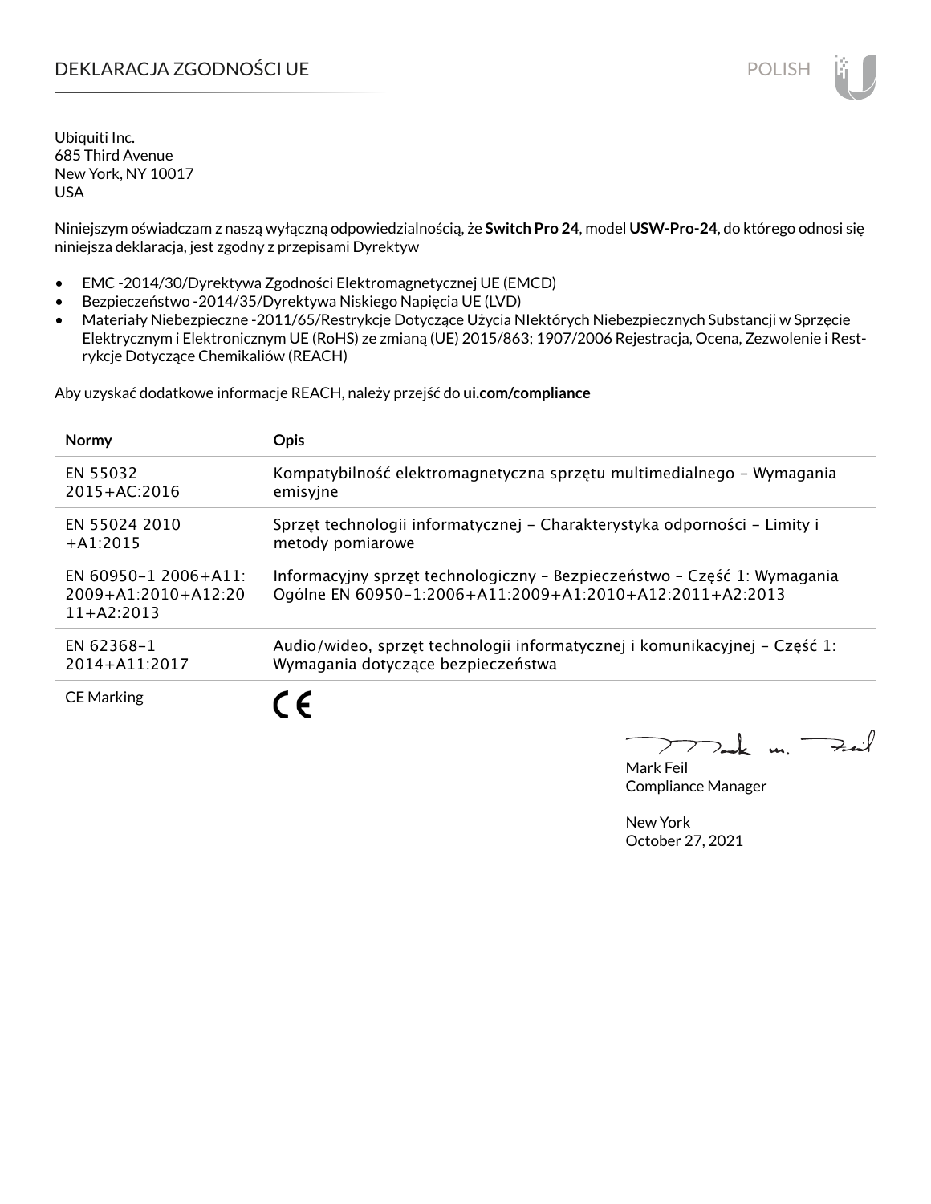# DEKLARACJA ZGODNOŚCI UE

Ubiquiti Inc.
685 Third Avenue
New York, NY 10017
USA

Niniejszym oświadczam z naszą wyłączną odpowiedzialnością, że **Switch Pro 24**, model **USW-Pro-24**, do którego odnosi się niniejsza deklaracja, jest zgodny z przepisami Dyrektyw

- EMC -2014/30/Dyrektywa Zgodności Elektromagnetycznej UE (EMCD)
- Bezpieczeństwo -2014/35/Dyrektywa Niskiego Napięcia UE (LVD)
- Materiały Niebezpieczne -2011/65/Restrykcje Dotyczące Użycia NIektórych Niebezpiecznych Substancji w Sprzęcie Elektrycznym i Elektronicznym UE (RoHS) ze zmianą (UE) 2015/863; 1907/2006 Rejestracja, Ocena, Zezwolenie i Restrykcje Dotyczące Chemikaliów (REACH)

Aby uzyskać dodatkowe informacje REACH, należy przejść do **ui.com/compliance**

| **Normy** | **Opis** |
|---|---|
| EN 55032 2015+AC:2016 | Kompatybilność elektromagnetyczna sprzętu multimedialnego – Wymagania emisyjne |
| EN 55024 2010 +A1:2015 | Sprzęt technologii informatycznej – Charakterystyka odporności – Limity i metody pomiarowe |
| EN 60950-1 2006+A11:2009+A1:2010+A12:2011+A2:2013 | Informacyjny sprzęt technologiczny – Bezpieczeństwo – Część 1: Wymagania Ogólne EN 60950-1:2006+A11:2009+A1:2010+A12:2011+A2:2013 |
| EN 62368-1 2014+A11:2017 | Audio/wideo, sprzęt technologii informatycznej i komunikacyjnej – Część 1: Wymagania dotyczące bezpieczeństwa |
| CE Marking | CE |

Mark Feil
Compliance Manager

New York
October 27, 2021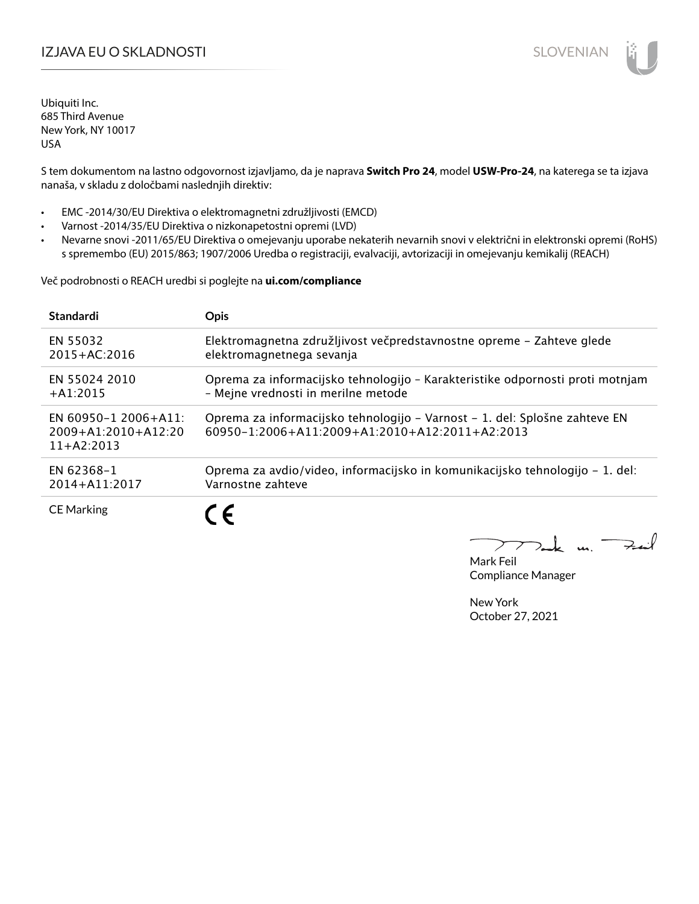# IZJAVA EU O SKLADNOSTI

Ubiquiti Inc.
685 Third Avenue
New York, NY 10017
USA

S tem dokumentom na lastno odgovornost izjavljamo, da je naprava **Switch Pro 24**, model **USW-Pro-24**, na katerega se ta izjava nanaša, v skladu z določbami naslednjih direktiv:

- EMC -2014/30/EU Direktiva o elektromagnetni združljivosti (EMCD)
- Varnost -2014/35/EU Direktiva o nizkonapetostni opremi (LVD)
- Nevarne snovi -2011/65/EU Direktiva o omejevanju uporabe nekaterih nevarnih snovi v električni in elektronski opremi (RoHS) s spremembo (EU) 2015/863; 1907/2006 Uredba o registraciji, evalvaciji, avtorizaciji in omejevanju kemikalij (REACH)

Več podrobnosti o REACH uredbi si poglejte na **ui.com/compliance**

| Standardi | Opis |
|---|---|
| EN 55032 2015+AC:2016 | Elektromagnetna združljivost večpredstavnostne opreme – Zahteve glede elektromagnetnega sevanja |
| EN 55024 2010 +A1:2015 | Oprema za informacijsko tehnologijo – Karakteristike odpornosti proti motnjam – Mejne vrednosti in merilne metode |
| EN 60950-1 2006+A11: 2009+A1:2010+A12:2011+A2:2013 | Oprema za informacijsko tehnologijo – Varnost – 1. del: Splošne zahteve EN 60950-1:2006+A11:2009+A1:2010+A12:2011+A2:2013 |
| EN 62368-1 2014+A11:2017 | Oprema za avdio/video, informacijsko in komunikacijsko tehnologijo – 1. del: Varnostne zahteve |
| CE Marking | CE |

Mark Feil
Compliance Manager

New York
October 27, 2021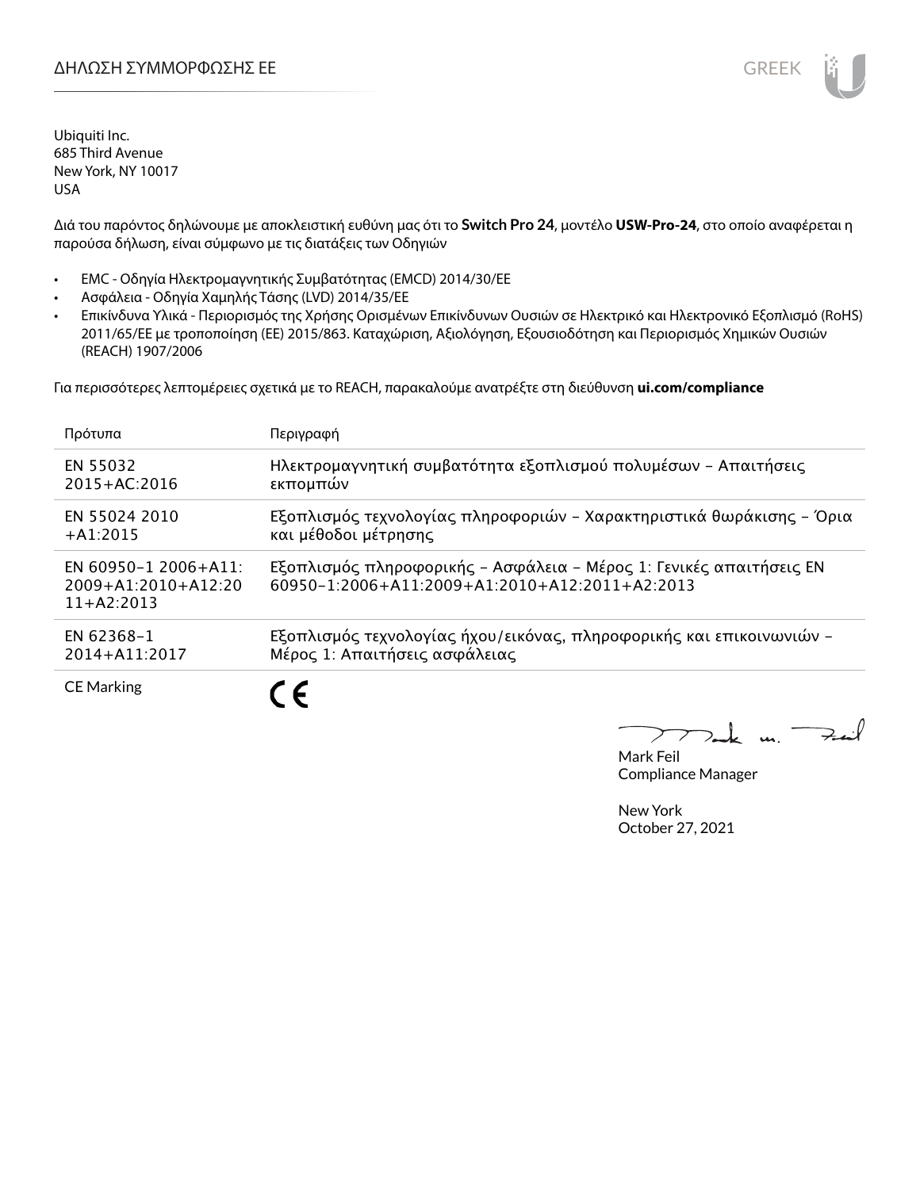# ΔΗΛΩΣΗ ΣΥΜΜΟΡΦΩΣΗΣ ΕΕ

Ubiquiti Inc.
685 Third Avenue
New York, NY 10017
USA

Διά του παρόντος δηλώνουμε με αποκλειστική ευθύνη μας ότι το **Switch Pro 24**, μοντέλο **USW-Pro-24**, στο οποίο αναφέρεται η παρούσα δήλωση, είναι σύμφωνο με τις διατάξεις των Οδηγιών

- EMC - Οδηγία Ηλεκτρομαγνητικής Συμβατότητας (EMCD) 2014/30/ΕΕ
- Ασφάλεια - Οδηγία Χαμηλής Τάσης (LVD) 2014/35/ΕΕ
- Επικίνδυνα Υλικά - Περιορισμός της Χρήσης Ορισμένων Επικίνδυνων Ουσιών σε Ηλεκτρικό και Ηλεκτρονικό Εξοπλισμό (RoHS) 2011/65/ΕΕ με τροποποίηση (ΕΕ) 2015/863. Καταχώριση, Αξιολόγηση, Εξουσιοδότηση και Περιορισμός Χημικών Ουσιών (REACH) 1907/2006

Για περισσότερες λεπτομέρειες σχετικά με το REACH, παρακαλούμε ανατρέξτε στη διεύθυνση **ui.com/compliance**

| Πρότυπα | Περιγραφή |
|---|---|
| EN 55032 2015+AC:2016 | Ηλεκτρομαγνητική συμβατότητα εξοπλισμού πολυμέσων - Απαιτήσεις εκπομπών |
| EN 55024 2010 +A1:2015 | Εξοπλισμός τεχνολογίας πληροφοριών - Χαρακτηριστικά θωράκισης - Όρια και μέθοδοι μέτρησης |
| EN 60950-1 2006+A11: 2009+A1:2010+A12:2011+A2:2013 | Εξοπλισμός πληροφορικής - Ασφάλεια - Μέρος 1: Γενικές απαιτήσεις EN 60950-1:2006+A11:2009+A1:2010+A12:2011+A2:2013 |
| EN 62368-1 2014+A11:2017 | Εξοπλισμός τεχνολογίας ήχου/εικόνας, πληροφορικής και επικοινωνιών - Μέρος 1: Απαιτήσεις ασφάλειας |
| CE Marking | CE |

Mark Feil
Compliance Manager

New York
October 27, 2021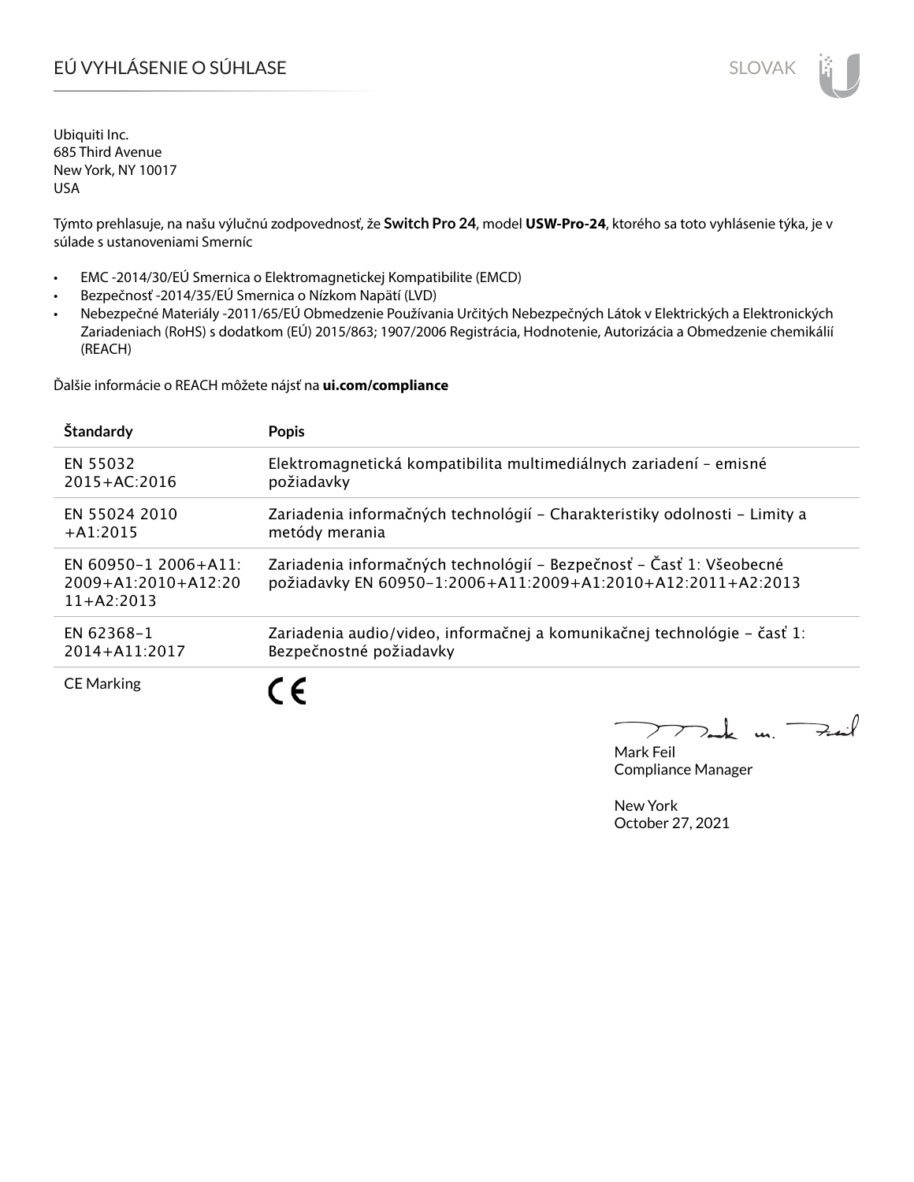# EÚ VYHLÁSENIE O SÚHLASE

Ubiquiti Inc.
685 Third Avenue
New York, NY 10017
USA

Týmto prehlasuje, na našu výlučnú zodpovednosť, že **Switch Pro 24**, model **USW-Pro-24**, ktorého sa toto vyhlásenie týka, je v súlade s ustanoveniami Smerníc

- EMC -2014/30/EÚ Smernica o Elektromagnetickej Kompatibilite (EMCD)
- Bezpečnosť -2014/35/EÚ Smernica o Nízkom Napätí (LVD)
- Nebezpečné Materiály -2011/65/EÚ Obmedzenie Používania Určitých Nebezpečných Látok v Elektrických a Elektronických Zariadeniach (RoHS) s dodatkom (EÚ) 2015/863; 1907/2006 Registrácia, Hodnotenie, Autorizácia a Obmedzenie chemikálií (REACH)

Ďalšie informácie o REACH môžete nájsť na **ui.com/compliance**

| Štandardy | Popis |
|---|---|
| EN 55032 2015+AC:2016 | Elektromagnetická kompatibilita multimediálnych zariadení – emisné požiadavky |
| EN 55024 2010 +A1:2015 | Zariadenia informačných technológií – Charakteristiky odolnosti – Limity a metódy merania |
| EN 60950-1 2006+A11: 2009+A1:2010+A12:2011+A2:2013 | Zariadenia informačných technológií – Bezpečnosť – Časť 1: Všeobecné požiadavky EN 60950-1:2006+A11:2009+A1:2010+A12:2011+A2:2013 |
| EN 62368-1 2014+A11:2017 | Zariadenia audio/video, informačnej a komunikačnej technológie – časť 1: Bezpečnostné požiadavky |
| CE Marking | CE |

Mark Feil
Compliance Manager

New York
October 27, 2021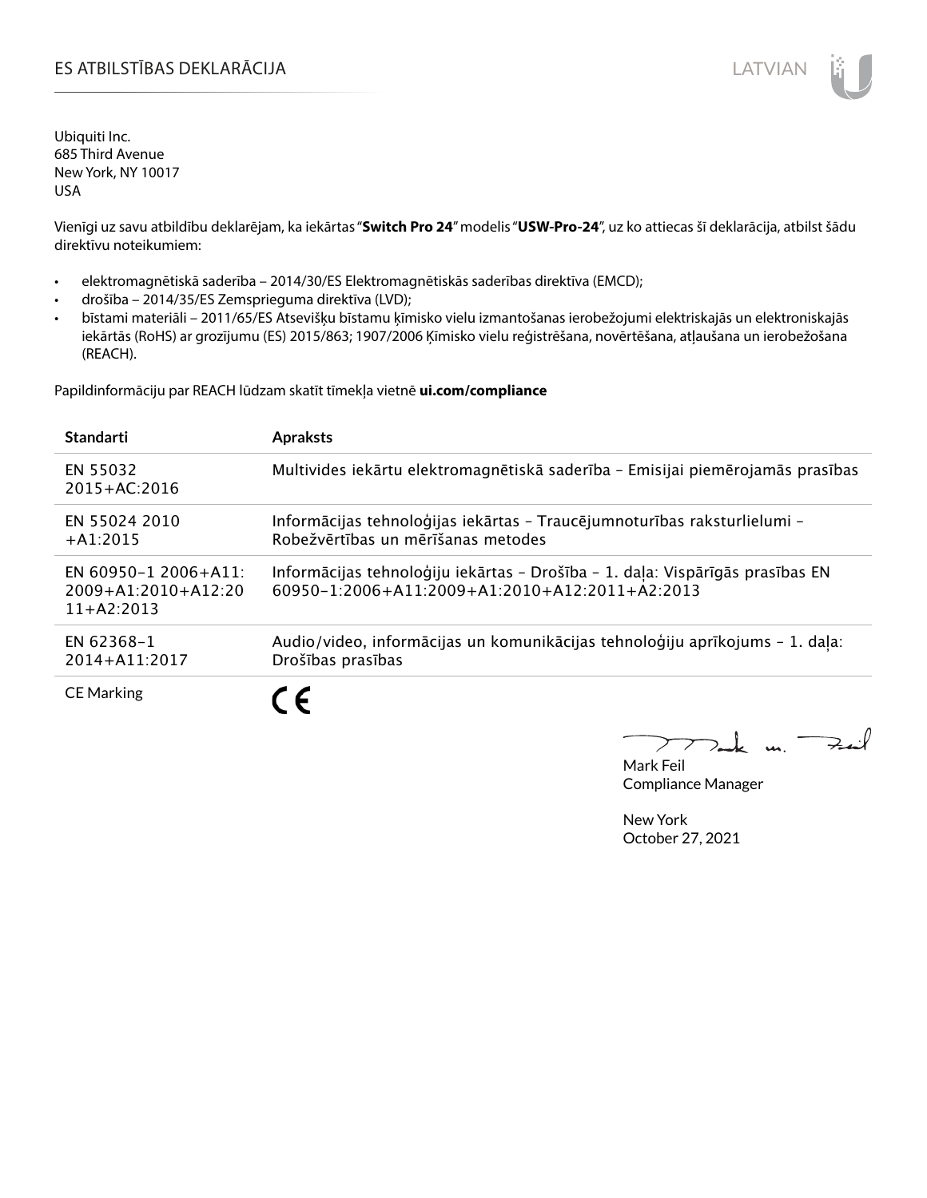# ES ATBILSTĪBAS DEKLARĀCIJA

Ubiquiti Inc.
685 Third Avenue
New York, NY 10017
USA

Vienīgi uz savu atbildību deklarējam, ka iekārtas "**Switch Pro 24**" modelis "**USW-Pro-24**", uz ko attiecas šī deklarācija, atbilst šādu direktīvu noteikumiem:

- elektromagnētiskā saderība – 2014/30/ES Elektromagnētiskās saderības direktīva (EMCD);
- drošība – 2014/35/ES Zemsprieguma direktīva (LVD);
- bīstami materiāli – 2011/65/ES Atsevišķu bīstamu ķīmisko vielu izmantošanas ierobežojumi elektriskajās un elektroniskajās iekārtās (RoHS) ar grozījumu (ES) 2015/863; 1907/2006 Ķīmisko vielu reģistrēšana, novērtēšana, atļaušana un ierobežošana (REACH).

Papildinformāciju par REACH lūdzam skatīt tīmekļa vietnē **ui.com/compliance**

| Standarti | Apraksts |
|---|---|
| EN 55032 2015+AC:2016 | Multivides iekārtu elektromagnētiskā saderība – Emisijai piemērojamās prasības |
| EN 55024 2010 +A1:2015 | Informācijas tehnoloģijas iekārtas – Traucējumnoturības raksturlielumi – Robežvērtības un mērīšanas metodes |
| EN 60950-1 2006+A11: 2009+A1:2010+A12:2011+A2:2013 | Informācijas tehnoloģiju iekārtas – Drošība – 1. daļa: Vispārīgās prasības EN 60950-1:2006+A11:2009+A1:2010+A12:2011+A2:2013 |
| EN 62368-1 2014+A11:2017 | Audio/video, informācijas un komunikācijas tehnoloģiju aprīkojums – 1. daļa: Drošības prasības |
| CE Marking | CE |

Mark Feil
Compliance Manager

New York
October 27, 2021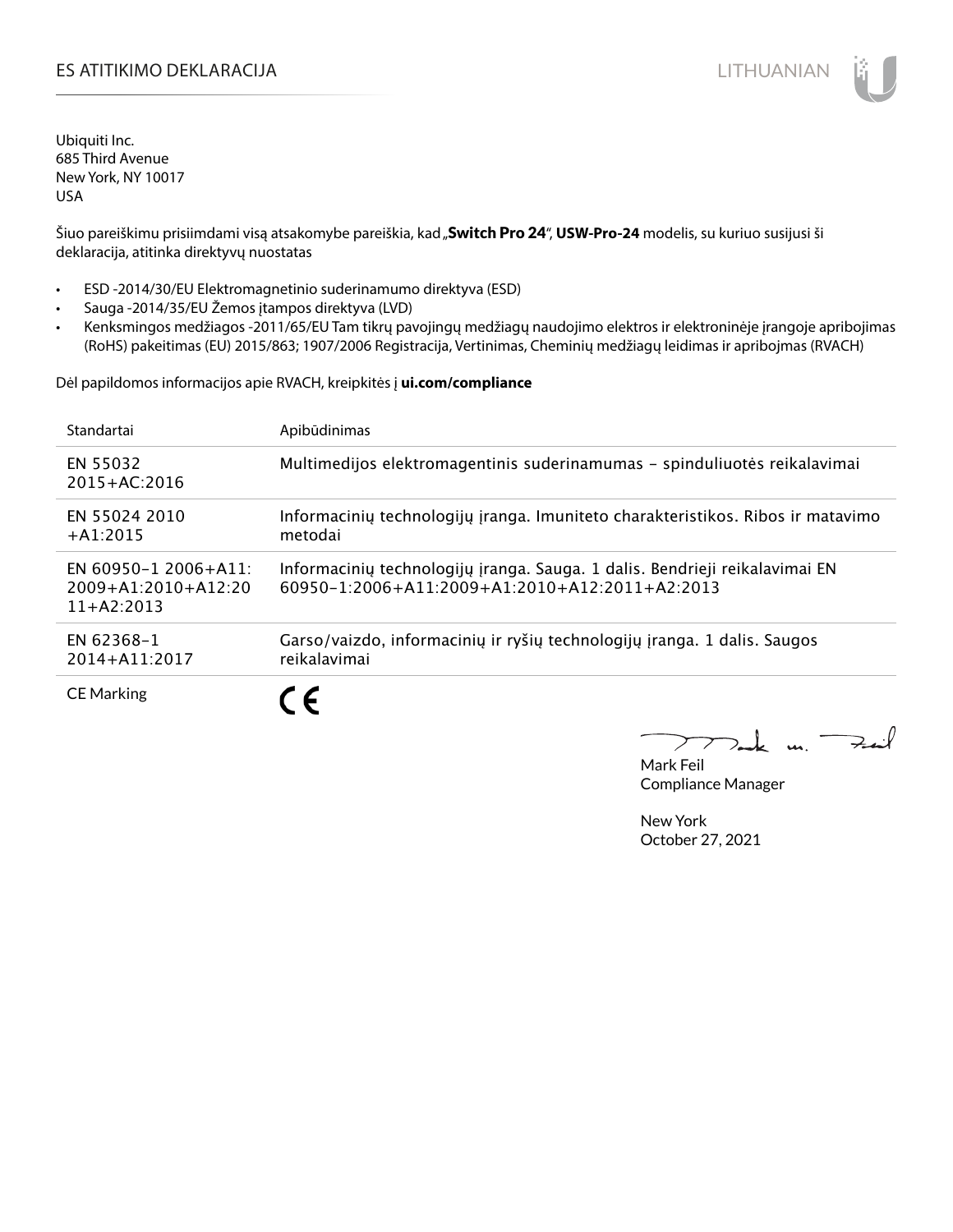# ES ATITIKIMO DEKLARACIJA

Ubiquiti Inc.
685 Third Avenue
New York, NY 10017
USA

Šiuo pareiškimu prisiimdami visą atsakomybe pareiškia, kad „**Switch Pro 24**", **USW-Pro-24** modelis, su kuriuo susijusi ši deklaracija, atitinka direktyvų nuostatas

- ESD -2014/30/EU Elektromagnetinio suderinamumo direktyva (ESD)
- Sauga -2014/35/EU Žemos įtampos direktyva (LVD)
- Kenksmingos medžiagos -2011/65/EU Tam tikrų pavojingų medžiagų naudojimo elektros ir elektroninėje įrangoje apribojimas (RoHS) pakeitimas (EU) 2015/863; 1907/2006 Registracija, Vertinimas, Cheminių medžiagų leidimas ir apribojmas (RVACH)

Dėl papildomos informacijos apie RVACH, kreipkitės į **ui.com/compliance**

| Standartai | Apibūdinimas |
| --- | --- |
| EN 55032 2015+AC:2016 | Multimedijos elektromagentinis suderinamumas – spinduliuotės reikalavimai |
| EN 55024 2010 +A1:2015 | Informacinių technologijų įranga. Imuniteto charakteristikos. Ribos ir matavimo metodai |
| EN 60950-1 2006+A11: 2009+A1:2010+A12:2011+A2:2013 | Informacinių technologijų įranga. Sauga. 1 dalis. Bendrieji reikalavimai EN 60950-1:2006+A11:2009+A1:2010+A12:2011+A2:2013 |
| EN 62368-1 2014+A11:2017 | Garso/vaizdo, informacinių ir ryšių technologijų įranga. 1 dalis. Saugos reikalavimai |
| CE Marking | CE |

Mark Feil
Compliance Manager

New York
October 27, 2021